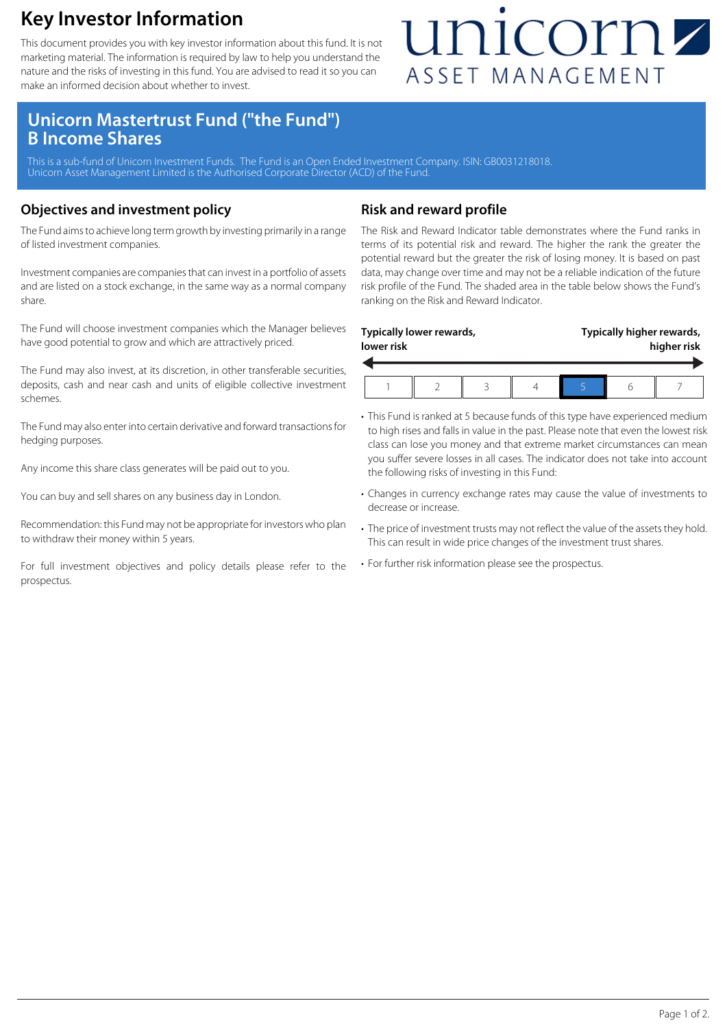# Key Investor Information

This document provides you with key investor information about this fund. It is not marketing material. The information is required by law to help you understand the nature and the risks of investing in this fund. You are advised to read it so you can make an informed decision about whether to invest.

unicorn ASSET MANAGEMENT

## Unicorn Mastertrust Fund ("the Fund")
## B Income Shares

This is a sub-fund of Unicorn Investment Funds. The Fund is an Open Ended Investment Company. ISIN: GB0031218018.
Unicorn Asset Management Limited is the Authorised Corporate Director (ACD) of the Fund.

## Objectives and investment policy

The Fund aims to achieve long term growth by investing primarily in a range of listed investment companies.

Investment companies are companies that can invest in a portfolio of assets and are listed on a stock exchange, in the same way as a normal company share.

The Fund will choose investment companies which the Manager believes have good potential to grow and which are attractively priced.

The Fund may also invest, at its discretion, in other transferable securities, deposits, cash and near cash and units of eligible collective investment schemes.

The Fund may also enter into certain derivative and forward transactions for hedging purposes.

Any income this share class generates will be paid out to you.

You can buy and sell shares on any business day in London.

Recommendation: this Fund may not be appropriate for investors who plan to withdraw their money within 5 years.

For full investment objectives and policy details please refer to the prospectus.

## Risk and reward profile

The Risk and Reward Indicator table demonstrates where the Fund ranks in terms of its potential risk and reward. The higher the rank the greater the potential reward but the greater the risk of losing money. It is based on past data, may change over time and may not be a reliable indication of the future risk profile of the Fund. The shaded area in the table below shows the Fund's ranking on the Risk and Reward Indicator.

**Typically lower rewards, lower risk** ← → **Typically higher rewards, higher risk**

| 1 | 2 | 3 | 4 | **5** | 6 | 7 |
|---|---|---|---|---|---|---|

- This Fund is ranked at 5 because funds of this type have experienced medium to high rises and falls in value in the past. Please note that even the lowest risk class can lose you money and that extreme market circumstances can mean you suffer severe losses in all cases. The indicator does not take into account the following risks of investing in this Fund:
- Changes in currency exchange rates may cause the value of investments to decrease or increase.
- The price of investment trusts may not reflect the value of the assets they hold. This can result in wide price changes of the investment trust shares.
- For further risk information please see the prospectus.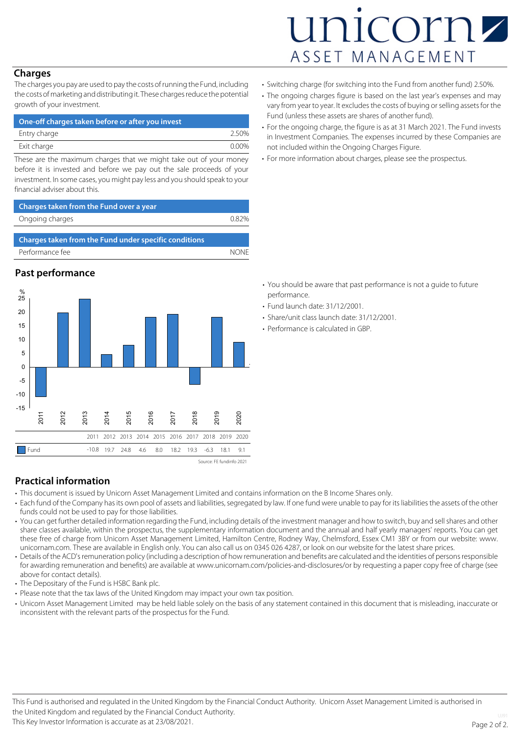## Charges

The charges you pay are used to pay the costs of running the Fund, including the costs of marketing and distributing it. These charges reduce the potential growth of your investment.

| One-off charges taken before or after you invest | |
|---|---|
| Entry charge | 2.50% |
| Exit charge | 0.00% |

These are the maximum charges that we might take out of your money before it is invested and before we pay out the sale proceeds of your investment. In some cases, you might pay less and you should speak to your financial adviser about this.

| Charges taken from the Fund over a year | |
|---|---|
| Ongoing charges | 0.82% |

| Charges taken from the Fund under specific conditions | |
|---|---|
| Performance fee | NONE |

- Switching charge (for switching into the Fund from another fund) 2.50%.
- The ongoing charges figure is based on the last year's expenses and may vary from year to year. It excludes the costs of buying or selling assets for the Fund (unless these assets are shares of another fund).
- For the ongoing charge, the figure is as at 31 March 2021. The Fund invests in Investment Companies. The expenses incurred by these Companies are not included within the Ongoing Charges Figure.
- For more information about charges, please see the prospectus.

## Past performance

%
25
20
15
10
5
0
-5
-10
-15

2011 2012 2013 2014 2015 2016 2017 2018 2019 2020

| | 2011 | 2012 | 2013 | 2014 | 2015 | 2016 | 2017 | 2018 | 2019 | 2020 |
|---|---|---|---|---|---|---|---|---|---|---|
| Fund | -10.8 | 19.7 | 24.8 | 4.6 | 8.0 | 18.2 | 19.3 | -6.3 | 18.1 | 9.1 |

Source: FE fundinfo 2021

- You should be aware that past performance is not a guide to future performance.
- Fund launch date: 31/12/2001.
- Share/unit class launch date: 31/12/2001.
- Performance is calculated in GBP.

## Practical information

- This document is issued by Unicorn Asset Management Limited and contains information on the B Income Shares only.
- Each fund of the Company has its own pool of assets and liabilities, segregated by law. If one fund were unable to pay for its liabilities the assets of the other funds could not be used to pay for those liabilities.
- You can get further detailed information regarding the Fund, including details of the investment manager and how to switch, buy and sell shares and other share classes available, within the prospectus, the supplementary information document and the annual and half yearly managers' reports. You can get these free of charge from Unicorn Asset Management Limited, Hamilton Centre, Rodney Way, Chelmsford, Essex CM1 3BY or from our website: www.unicornam.com. These are available in English only. You can also call us on 0345 026 4287, or look on our website for the latest share prices.
- Details of the ACD's remuneration policy (including a description of how remuneration and benefits are calculated and the identities of persons responsible for awarding remuneration and benefits) are available at www.unicornam.com/policies-and-disclosures/or by requesting a paper copy free of charge (see above for contact details).
- The Depositary of the Fund is HSBC Bank plc.
- Please note that the tax laws of the United Kingdom may impact your own tax position.
- Unicorn Asset Management Limited may be held liable solely on the basis of any statement contained in this document that is misleading, inaccurate or inconsistent with the relevant parts of the prospectus for the Fund.

This Fund is authorised and regulated in the United Kingdom by the Financial Conduct Authority. Unicorn Asset Management Limited is authorised in the United Kingdom and regulated by the Financial Conduct Authority.
This Key Investor Information is accurate as at 23/08/2021.